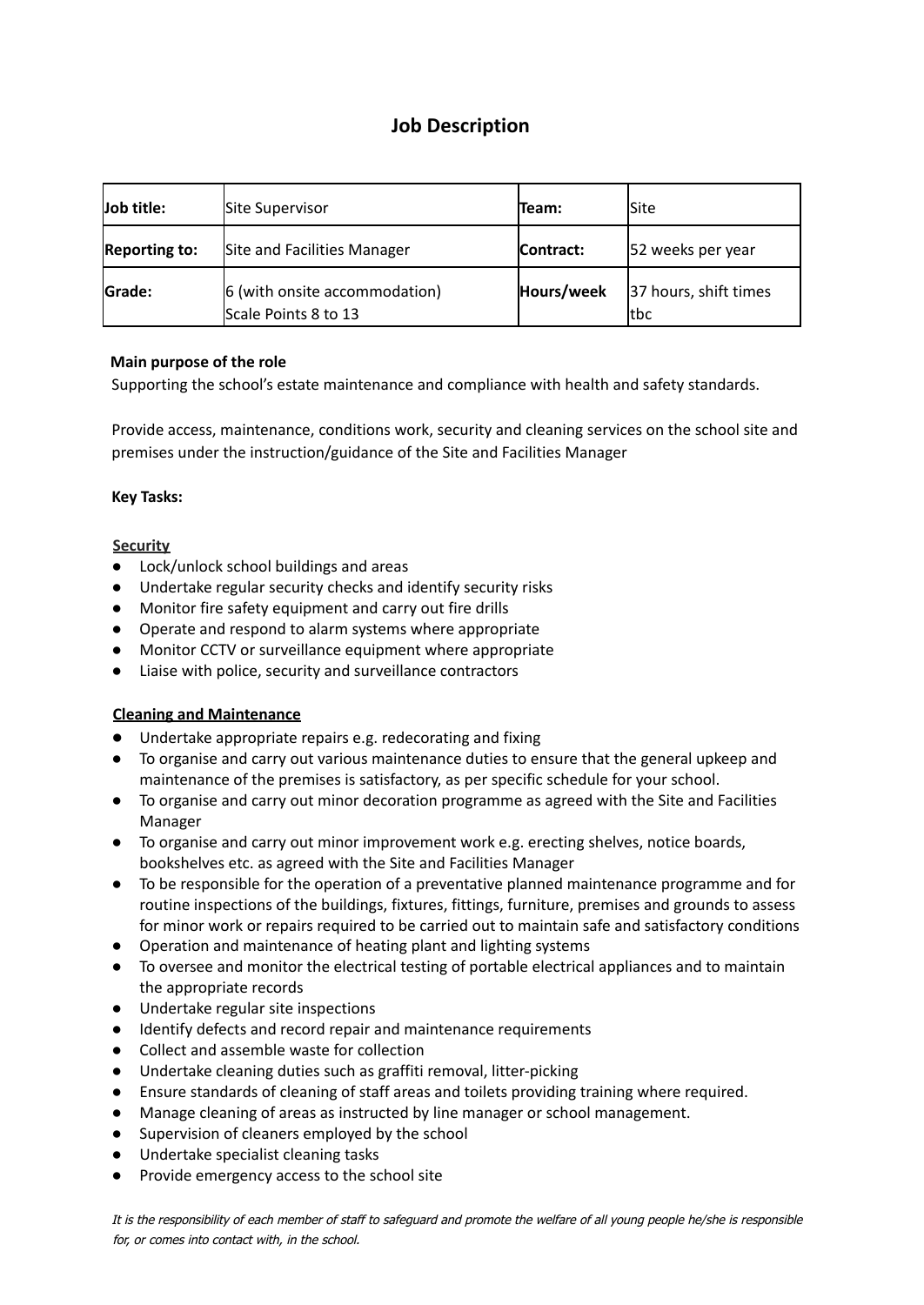# Job Description

| Job title: | Site Supervisor | Team: | Site |
|---|---|---|---|
| **Reporting to:** | Site and Facilities Manager | **Contract:** | 52 weeks per year |
| **Grade:** | 6 (with onsite accommodation)<br>Scale Points 8 to 13 | **Hours/week** | 37 hours, shift times tbc |

**Main purpose of the role**

Supporting the school's estate maintenance and compliance with health and safety standards.

Provide access, maintenance, conditions work, security and cleaning services on the school site and premises under the instruction/guidance of the Site and Facilities Manager

**Key Tasks:**

**Security**

- Lock/unlock school buildings and areas
- Undertake regular security checks and identify security risks
- Monitor fire safety equipment and carry out fire drills
- Operate and respond to alarm systems where appropriate
- Monitor CCTV or surveillance equipment where appropriate
- Liaise with police, security and surveillance contractors

**Cleaning and Maintenance**

- Undertake appropriate repairs e.g. redecorating and fixing
- To organise and carry out various maintenance duties to ensure that the general upkeep and maintenance of the premises is satisfactory, as per specific schedule for your school.
- To organise and carry out minor decoration programme as agreed with the Site and Facilities Manager
- To organise and carry out minor improvement work e.g. erecting shelves, notice boards, bookshelves etc. as agreed with the Site and Facilities Manager
- To be responsible for the operation of a preventative planned maintenance programme and for routine inspections of the buildings, fixtures, fittings, furniture, premises and grounds to assess for minor work or repairs required to be carried out to maintain safe and satisfactory conditions
- Operation and maintenance of heating plant and lighting systems
- To oversee and monitor the electrical testing of portable electrical appliances and to maintain the appropriate records
- Undertake regular site inspections
- Identify defects and record repair and maintenance requirements
- Collect and assemble waste for collection
- Undertake cleaning duties such as graffiti removal, litter-picking
- Ensure standards of cleaning of staff areas and toilets providing training where required.
- Manage cleaning of areas as instructed by line manager or school management.
- Supervision of cleaners employed by the school
- Undertake specialist cleaning tasks
- Provide emergency access to the school site

*It is the responsibility of each member of staff to safeguard and promote the welfare of all young people he/she is responsible for, or comes into contact with, in the school.*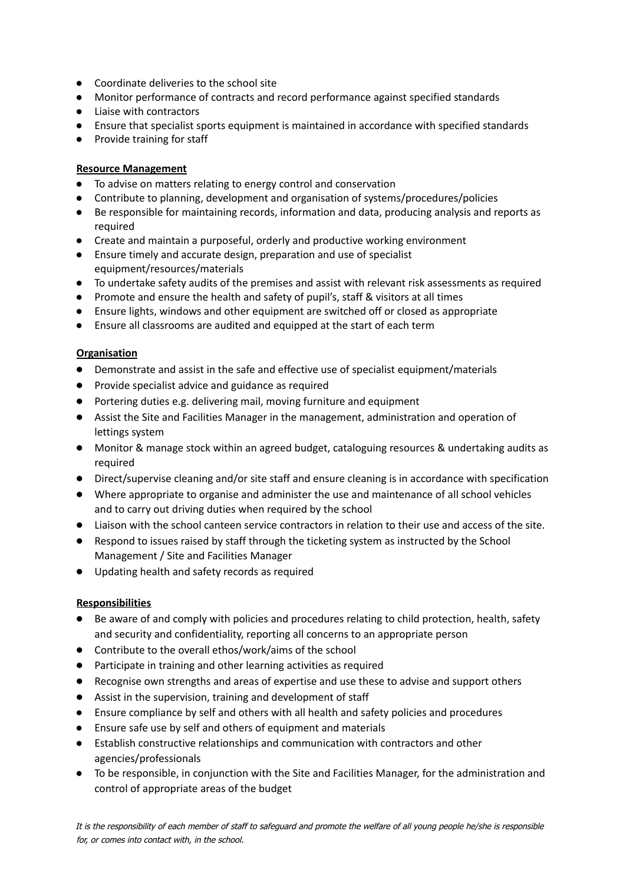- Coordinate deliveries to the school site
- Monitor performance of contracts and record performance against specified standards
- Liaise with contractors
- Ensure that specialist sports equipment is maintained in accordance with specified standards
- Provide training for staff

**Resource Management**

- To advise on matters relating to energy control and conservation
- Contribute to planning, development and organisation of systems/procedures/policies
- Be responsible for maintaining records, information and data, producing analysis and reports as required
- Create and maintain a purposeful, orderly and productive working environment
- Ensure timely and accurate design, preparation and use of specialist equipment/resources/materials
- To undertake safety audits of the premises and assist with relevant risk assessments as required
- Promote and ensure the health and safety of pupil's, staff & visitors at all times
- Ensure lights, windows and other equipment are switched off or closed as appropriate
- Ensure all classrooms are audited and equipped at the start of each term

**Organisation**

- Demonstrate and assist in the safe and effective use of specialist equipment/materials
- Provide specialist advice and guidance as required
- Portering duties e.g. delivering mail, moving furniture and equipment
- Assist the Site and Facilities Manager in the management, administration and operation of lettings system
- Monitor & manage stock within an agreed budget, cataloguing resources & undertaking audits as required
- Direct/supervise cleaning and/or site staff and ensure cleaning is in accordance with specification
- Where appropriate to organise and administer the use and maintenance of all school vehicles and to carry out driving duties when required by the school
- Liaison with the school canteen service contractors in relation to their use and access of the site.
- Respond to issues raised by staff through the ticketing system as instructed by the School Management / Site and Facilities Manager
- Updating health and safety records as required

**Responsibilities**

- Be aware of and comply with policies and procedures relating to child protection, health, safety and security and confidentiality, reporting all concerns to an appropriate person
- Contribute to the overall ethos/work/aims of the school
- Participate in training and other learning activities as required
- Recognise own strengths and areas of expertise and use these to advise and support others
- Assist in the supervision, training and development of staff
- Ensure compliance by self and others with all health and safety policies and procedures
- Ensure safe use by self and others of equipment and materials
- Establish constructive relationships and communication with contractors and other agencies/professionals
- To be responsible, in conjunction with the Site and Facilities Manager, for the administration and control of appropriate areas of the budget

*It is the responsibility of each member of staff to safeguard and promote the welfare of all young people he/she is responsible for, or comes into contact with, in the school.*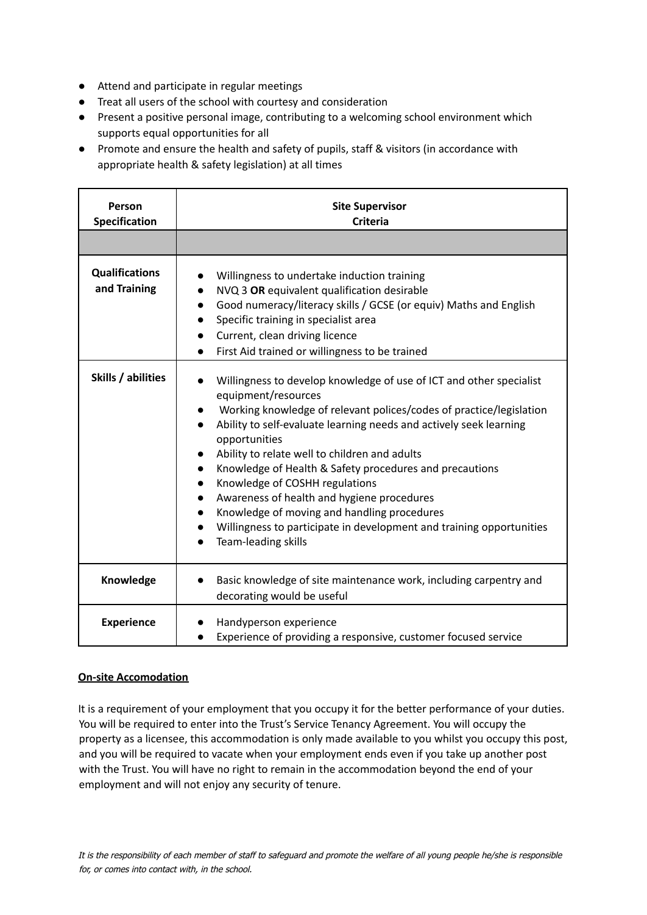- Attend and participate in regular meetings
- Treat all users of the school with courtesy and consideration
- Present a positive personal image, contributing to a welcoming school environment which supports equal opportunities for all
- Promote and ensure the health and safety of pupils, staff & visitors (in accordance with appropriate health & safety legislation) at all times

| **Person Specification** | **Site Supervisor Criteria** |
|---|---|
| | |
| **Qualifications and Training** | • Willingness to undertake induction training<br>• NVQ 3 **OR** equivalent qualification desirable<br>• Good numeracy/literacy skills / GCSE (or equiv) Maths and English<br>• Specific training in specialist area<br>• Current, clean driving licence<br>• First Aid trained or willingness to be trained |
| **Skills / abilities** | • Willingness to develop knowledge of use of ICT and other specialist equipment/resources<br>• Working knowledge of relevant polices/codes of practice/legislation<br>• Ability to self-evaluate learning needs and actively seek learning opportunities<br>• Ability to relate well to children and adults<br>• Knowledge of Health & Safety procedures and precautions<br>• Knowledge of COSHH regulations<br>• Awareness of health and hygiene procedures<br>• Knowledge of moving and handling procedures<br>• Willingness to participate in development and training opportunities<br>• Team-leading skills |
| **Knowledge** | • Basic knowledge of site maintenance work, including carpentry and decorating would be useful |
| **Experience** | • Handyperson experience<br>• Experience of providing a responsive, customer focused service |

**On-site Accomodation**

It is a requirement of your employment that you occupy it for the better performance of your duties. You will be required to enter into the Trust's Service Tenancy Agreement. You will occupy the property as a licensee, this accommodation is only made available to you whilst you occupy this post, and you will be required to vacate when your employment ends even if you take up another post with the Trust. You will have no right to remain in the accommodation beyond the end of your employment and will not enjoy any security of tenure.

*It is the responsibility of each member of staff to safeguard and promote the welfare of all young people he/she is responsible for, or comes into contact with, in the school.*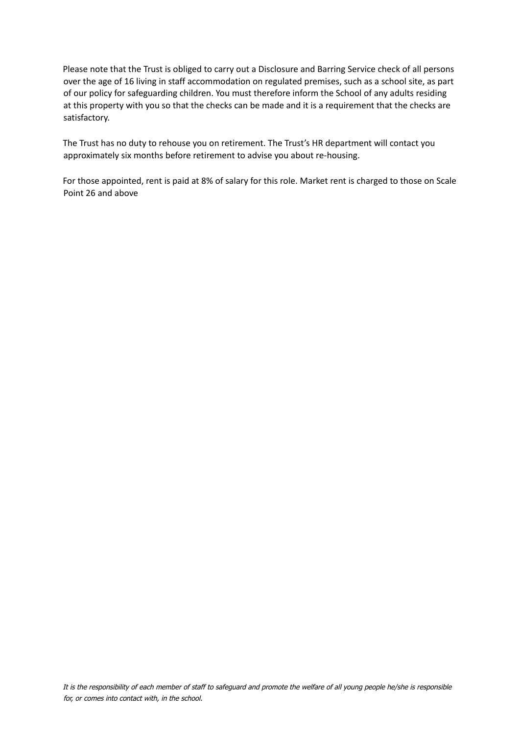Please note that the Trust is obliged to carry out a Disclosure and Barring Service check of all persons over the age of 16 living in staff accommodation on regulated premises, such as a school site, as part of our policy for safeguarding children. You must therefore inform the School of any adults residing at this property with you so that the checks can be made and it is a requirement that the checks are satisfactory.

The Trust has no duty to rehouse you on retirement. The Trust's HR department will contact you approximately six months before retirement to advise you about re-housing.

For those appointed, rent is paid at 8% of salary for this role. Market rent is charged to those on Scale Point 26 and above